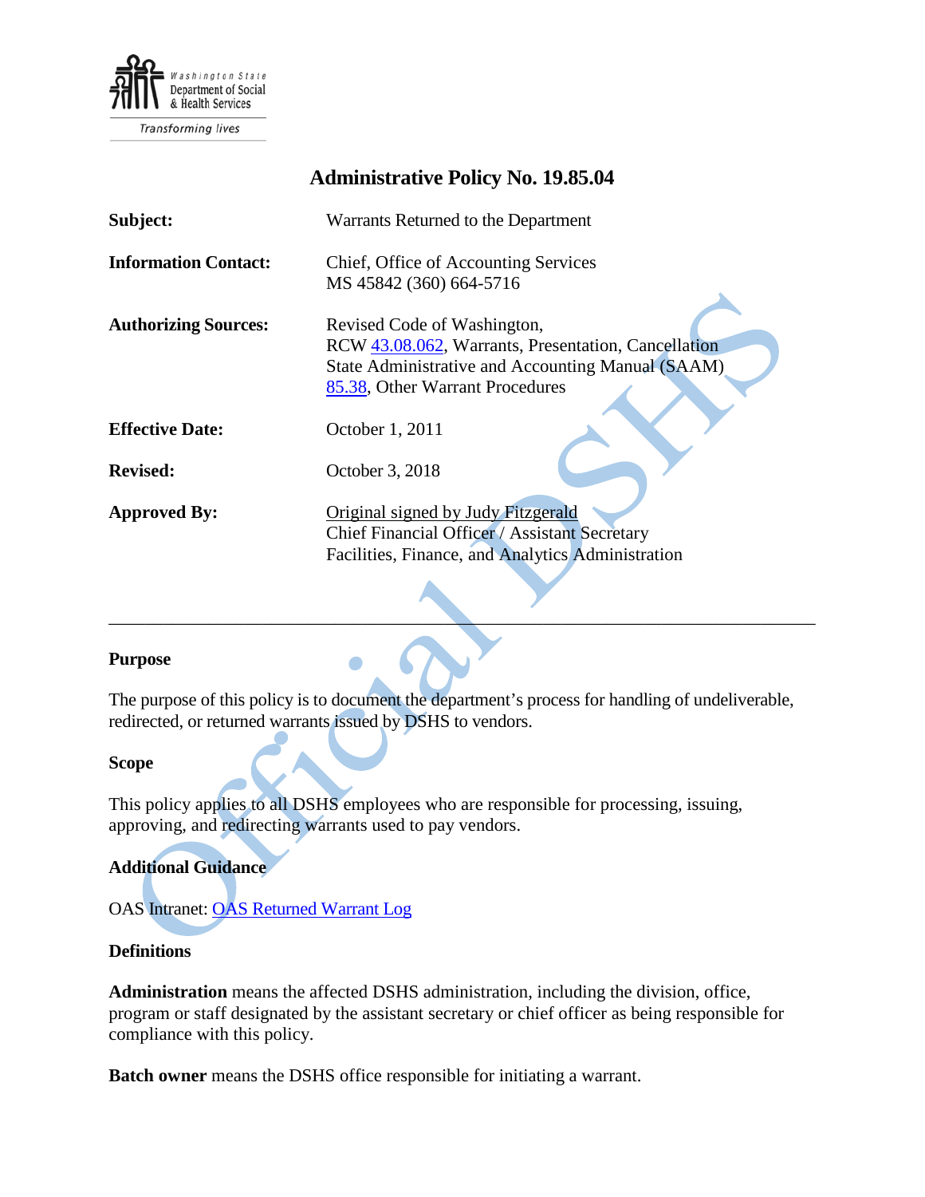# Administrative Policy No. 19.85.04

| | |
|---|---|
| **Subject:** | Warrants Returned to the Department |
| **Information Contact:** | Chief, Office of Accounting Services<br>MS 45842 (360) 664-5716 |
| **Authorizing Sources:** | Revised Code of Washington,<br>RCW 43.08.062, Warrants, Presentation, Cancellation<br>State Administrative and Accounting Manual (SAAM)<br>85.38, Other Warrant Procedures |
| **Effective Date:** | October 1, 2011 |
| **Revised:** | October 3, 2018 |
| **Approved By:** | Original signed by Judy Fitzgerald<br>Chief Financial Officer / Assistant Secretary<br>Facilities, Finance, and Analytics Administration |

---

## Purpose

The purpose of this policy is to document the department's process for handling of undeliverable, redirected, or returned warrants issued by DSHS to vendors.

## Scope

This policy applies to all DSHS employees who are responsible for processing, issuing, approving, and redirecting warrants used to pay vendors.

## Additional Guidance

OAS Intranet: OAS Returned Warrant Log

## Definitions

**Administration** means the affected DSHS administration, including the division, office, program or staff designated by the assistant secretary or chief officer as being responsible for compliance with this policy.

**Batch owner** means the DSHS office responsible for initiating a warrant.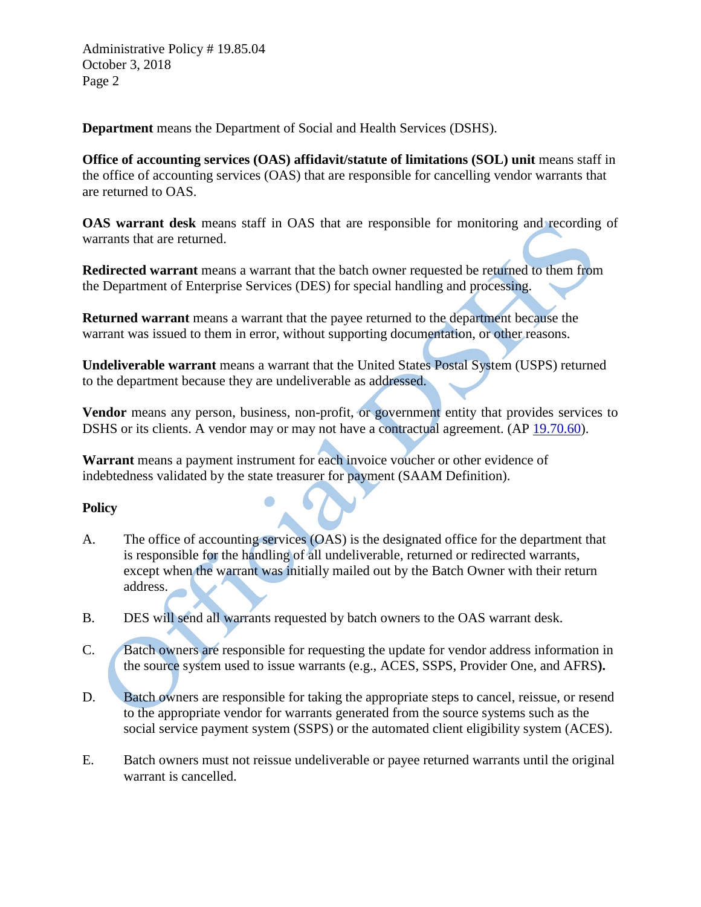**Department** means the Department of Social and Health Services (DSHS).

**Office of accounting services (OAS) affidavit/statute of limitations (SOL) unit** means staff in the office of accounting services (OAS) that are responsible for cancelling vendor warrants that are returned to OAS.

**OAS warrant desk** means staff in OAS that are responsible for monitoring and recording of warrants that are returned.

**Redirected warrant** means a warrant that the batch owner requested be returned to them from the Department of Enterprise Services (DES) for special handling and processing.

**Returned warrant** means a warrant that the payee returned to the department because the warrant was issued to them in error, without supporting documentation, or other reasons.

**Undeliverable warrant** means a warrant that the United States Postal System (USPS) returned to the department because they are undeliverable as addressed.

**Vendor** means any person, business, non-profit, or government entity that provides services to DSHS or its clients. A vendor may or may not have a contractual agreement. (AP 19.70.60).

**Warrant** means a payment instrument for each invoice voucher or other evidence of indebtedness validated by the state treasurer for payment (SAAM Definition).

**Policy**

A. The office of accounting services (OAS) is the designated office for the department that is responsible for the handling of all undeliverable, returned or redirected warrants, except when the warrant was initially mailed out by the Batch Owner with their return address.

B. DES will send all warrants requested by batch owners to the OAS warrant desk.

C. Batch owners are responsible for requesting the update for vendor address information in the source system used to issue warrants (e.g., ACES, SSPS, Provider One, and AFRS**).**

D. Batch owners are responsible for taking the appropriate steps to cancel, reissue, or resend to the appropriate vendor for warrants generated from the source systems such as the social service payment system (SSPS) or the automated client eligibility system (ACES).

E. Batch owners must not reissue undeliverable or payee returned warrants until the original warrant is cancelled.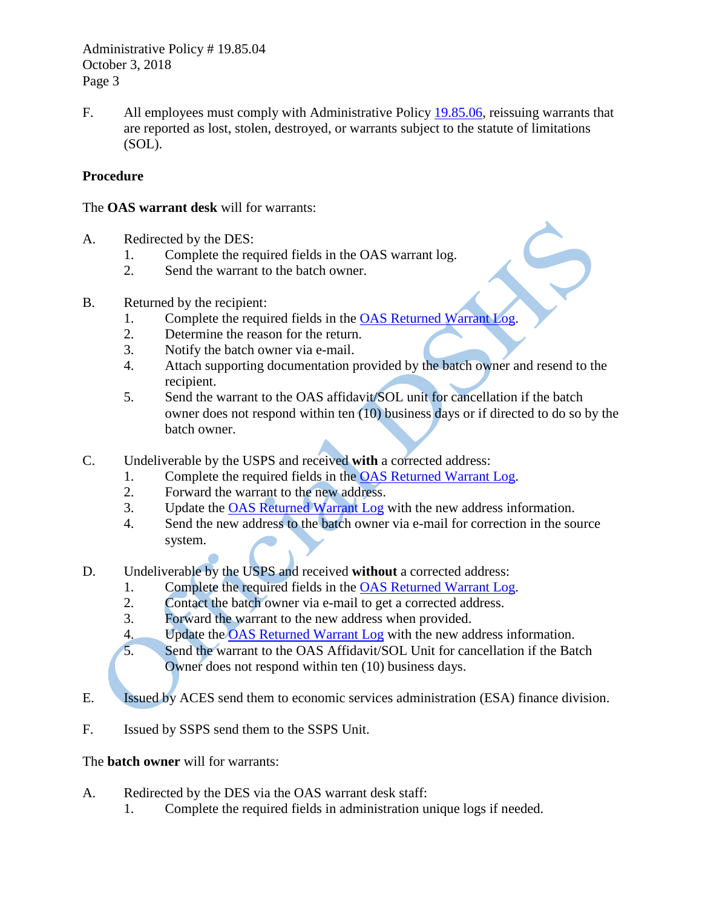F. All employees must comply with Administrative Policy 19.85.06, reissuing warrants that are reported as lost, stolen, destroyed, or warrants subject to the statute of limitations (SOL).

**Procedure**

The **OAS warrant desk** will for warrants:

A. Redirected by the DES:
   1. Complete the required fields in the OAS warrant log.
   2. Send the warrant to the batch owner.

B. Returned by the recipient:
   1. Complete the required fields in the OAS Returned Warrant Log.
   2. Determine the reason for the return.
   3. Notify the batch owner via e-mail.
   4. Attach supporting documentation provided by the batch owner and resend to the recipient.
   5. Send the warrant to the OAS affidavit/SOL unit for cancellation if the batch owner does not respond within ten (10) business days or if directed to do so by the batch owner.

C. Undeliverable by the USPS and received **with** a corrected address:
   1. Complete the required fields in the OAS Returned Warrant Log.
   2. Forward the warrant to the new address.
   3. Update the OAS Returned Warrant Log with the new address information.
   4. Send the new address to the batch owner via e-mail for correction in the source system.

D. Undeliverable by the USPS and received **without** a corrected address:
   1. Complete the required fields in the OAS Returned Warrant Log.
   2. Contact the batch owner via e-mail to get a corrected address.
   3. Forward the warrant to the new address when provided.
   4. Update the OAS Returned Warrant Log with the new address information.
   5. Send the warrant to the OAS Affidavit/SOL Unit for cancellation if the Batch Owner does not respond within ten (10) business days.

E. Issued by ACES send them to economic services administration (ESA) finance division.

F. Issued by SSPS send them to the SSPS Unit.

The **batch owner** will for warrants:

A. Redirected by the DES via the OAS warrant desk staff:
   1. Complete the required fields in administration unique logs if needed.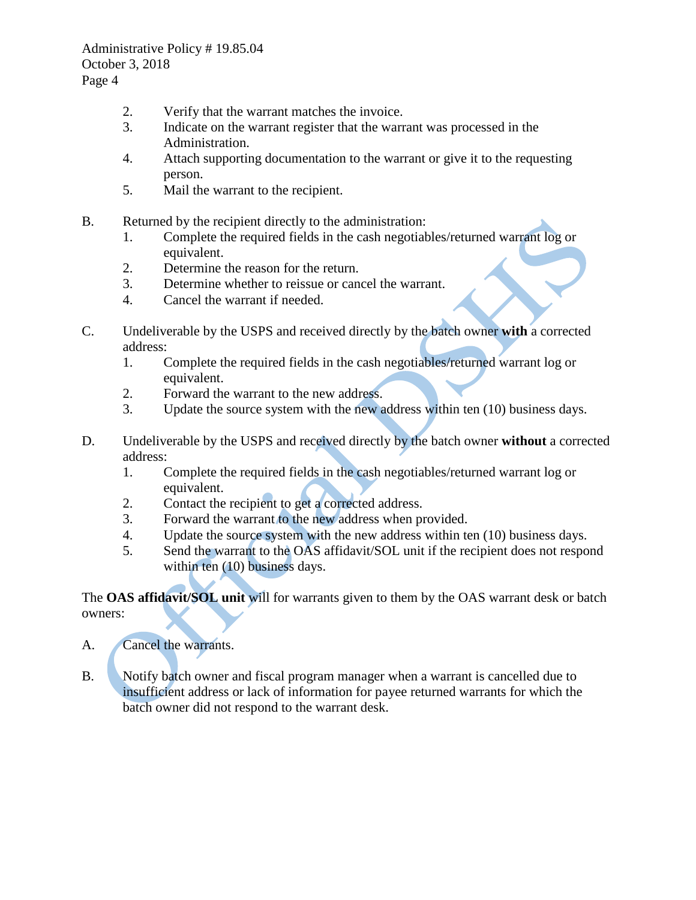2. Verify that the warrant matches the invoice.
3. Indicate on the warrant register that the warrant was processed in the Administration.
4. Attach supporting documentation to the warrant or give it to the requesting person.
5. Mail the warrant to the recipient.

B. Returned by the recipient directly to the administration:
   1. Complete the required fields in the cash negotiables/returned warrant log or equivalent.
   2. Determine the reason for the return.
   3. Determine whether to reissue or cancel the warrant.
   4. Cancel the warrant if needed.

C. Undeliverable by the USPS and received directly by the batch owner **with** a corrected address:
   1. Complete the required fields in the cash negotiables/returned warrant log or equivalent.
   2. Forward the warrant to the new address.
   3. Update the source system with the new address within ten (10) business days.

D. Undeliverable by the USPS and received directly by the batch owner **without** a corrected address:
   1. Complete the required fields in the cash negotiables/returned warrant log or equivalent.
   2. Contact the recipient to get a corrected address.
   3. Forward the warrant to the new address when provided.
   4. Update the source system with the new address within ten (10) business days.
   5. Send the warrant to the OAS affidavit/SOL unit if the recipient does not respond within ten (10) business days.

The **OAS affidavit/SOL unit** will for warrants given to them by the OAS warrant desk or batch owners:

A. Cancel the warrants.

B. Notify batch owner and fiscal program manager when a warrant is cancelled due to insufficient address or lack of information for payee returned warrants for which the batch owner did not respond to the warrant desk.